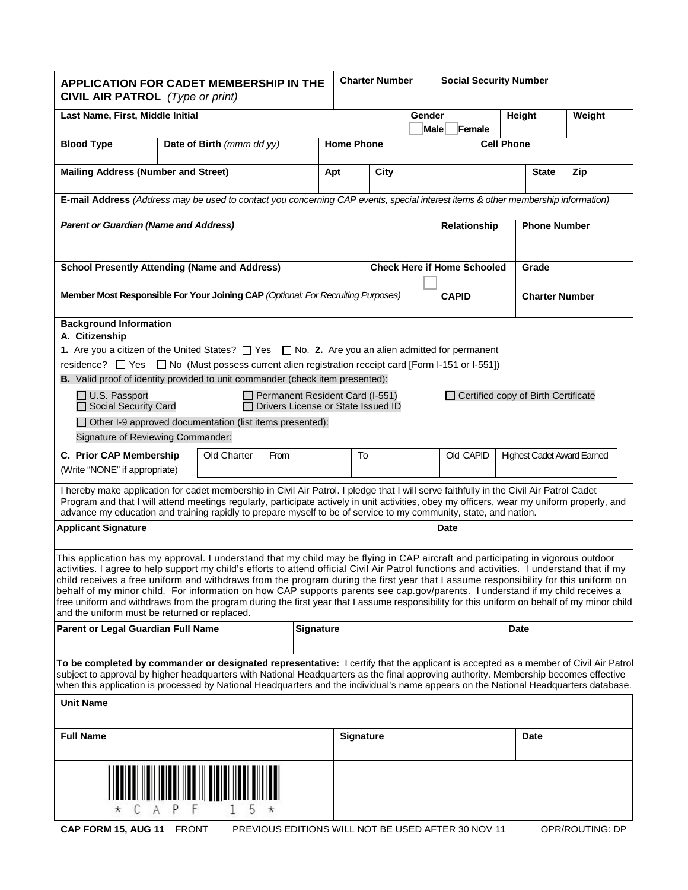# APPLICATION FOR CADET MEMBERSHIP IN THE CIVIL AIR PATROL *(Type or print)*

| **Charter Number** | **Social Security Number** |
|---|---|
| | |

| **Last Name, First, Middle Initial** | **Gender** ☐ Male ☐ Female | **Height** | **Weight** |
|---|---|---|---|
| | | | |

| **Blood Type** | **Date of Birth** *(mmm dd yy)* | **Home Phone** | **Cell Phone** |
|---|---|---|---|
| | | | |

| **Mailing Address (Number and Street)** | **Apt** | **City** | **State** | **Zip** |
|---|---|---|---|---|
| | | | | |

**E-mail Address** *(Address may be used to contact you concerning CAP events, special interest items & other membership information)*

| ***Parent or Guardian (Name and Address)*** | **Relationship** | **Phone Number** |
|---|---|---|
| | | |

| **School Presently Attending (Name and Address)** | **Check Here if Home Schooled** ☐ | **Grade** |
|---|---|---|
| | | |

| **Member Most Responsible For Your Joining CAP** *(Optional: For Recruiting Purposes)* | **CAPID** | **Charter Number** |
|---|---|---|
| | | |

**Background Information**

**A. Citizenship**

**1.** Are you a citizen of the United States? ☐ Yes ☐ No. **2.** Are you an alien admitted for permanent residence? ☐ Yes ☐ No (Must possess current alien registration receipt card [Form I-151 or I-551])

**B.** Valid proof of identity provided to unit commander (check item presented):

☐ U.S. Passport ☐ Permanent Resident Card (I-551) ☐ Certified copy of Birth Certificate
☐ Social Security Card ☐ Drivers License or State Issued ID

☐ Other I-9 approved documentation (list items presented): ______________________

Signature of Reviewing Commander: ______________________

| **C. Prior CAP Membership** (Write "NONE" if appropriate) | Old Charter | From | To | Old CAPID | Highest Cadet Award Earned |
|---|---|---|---|---|---|
| | | | | | |

I hereby make application for cadet membership in Civil Air Patrol. I pledge that I will serve faithfully in the Civil Air Patrol Cadet Program and that I will attend meetings regularly, participate actively in unit activities, obey my officers, wear my uniform properly, and advance my education and training rapidly to prepare myself to be of service to my community, state, and nation.

| **Applicant Signature** | **Date** |
|---|---|
| | |

This application has my approval. I understand that my child may be flying in CAP aircraft and participating in vigorous outdoor activities. I agree to help support my child's efforts to attend official Civil Air Patrol functions and activities. I understand that if my child receives a free uniform and withdraws from the program during the first year that I assume responsibility for this uniform on behalf of my minor child. For information on how CAP supports parents see cap.gov/parents. I understand if my child receives a free uniform and withdraws from the program during the first year that I assume responsibility for this uniform on behalf of my minor child and the uniform must be returned or replaced.

| **Parent or Legal Guardian Full Name** | **Signature** | **Date** |
|---|---|---|
| | | |

**To be completed by commander or designated representative:** I certify that the applicant is accepted as a member of Civil Air Patrol subject to approval by higher headquarters with National Headquarters as the final approving authority. Membership becomes effective when this application is processed by National Headquarters and the individual's name appears on the National Headquarters database.

**Unit Name**

| **Full Name** | **Signature** | **Date** |
|---|---|---|
| | | |

\* C A P F 1 5 \*

**CAP FORM 15, AUG 11** FRONT PREVIOUS EDITIONS WILL NOT BE USED AFTER 30 NOV 11 OPR/ROUTING: DP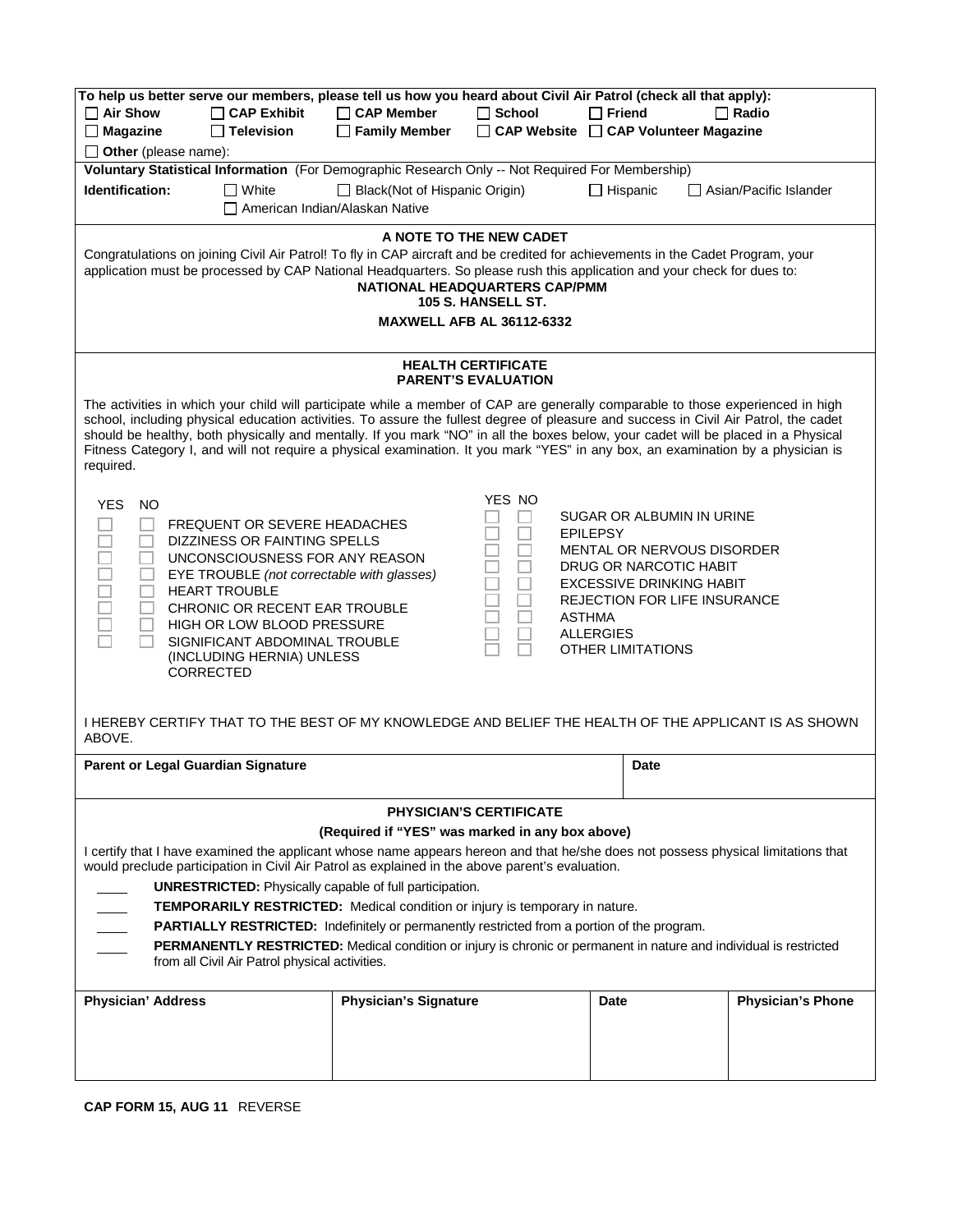**To help us better serve our members, please tell us how you heard about Civil Air Patrol (check all that apply):**

☐ **Air Show** ☐ **CAP Exhibit** ☐ **CAP Member** ☐ **School** ☐ **Friend** ☐ **Radio**

☐ **Magazine** ☐ **Television** ☐ **Family Member** ☐ **CAP Website** ☐ **CAP Volunteer Magazine**

☐ **Other** (please name):

**Voluntary Statistical Information** (For Demographic Research Only -- Not Required For Membership)

**Identification:** ☐ White ☐ Black(Not of Hispanic Origin) ☐ Hispanic ☐ Asian/Pacific Islander ☐ American Indian/Alaskan Native

## A NOTE TO THE NEW CADET

Congratulations on joining Civil Air Patrol! To fly in CAP aircraft and be credited for achievements in the Cadet Program, your application must be processed by CAP National Headquarters. So please rush this application and your check for dues to:

**NATIONAL HEADQUARTERS CAP/PMM**
**105 S. HANSELL ST.**
**MAXWELL AFB AL 36112-6332**

## HEALTH CERTIFICATE
## PARENT'S EVALUATION

The activities in which your child will participate while a member of CAP are generally comparable to those experienced in high school, including physical education activities. To assure the fullest degree of pleasure and success in Civil Air Patrol, the cadet should be healthy, both physically and mentally. If you mark "NO" in all the boxes below, your cadet will be placed in a Physical Fitness Category I, and will not require a physical examination. It you mark "YES" in any box, an examination by a physician is required.

| YES | NO | |
|---|---|---|
| ☐ | ☐ | FREQUENT OR SEVERE HEADACHES |
| ☐ | ☐ | DIZZINESS OR FAINTING SPELLS |
| ☐ | ☐ | UNCONSCIOUSNESS FOR ANY REASON |
| ☐ | ☐ | EYE TROUBLE *(not correctable with glasses)* |
| ☐ | ☐ | HEART TROUBLE |
| ☐ | ☐ | CHRONIC OR RECENT EAR TROUBLE |
| ☐ | ☐ | HIGH OR LOW BLOOD PRESSURE |
| ☐ | ☐ | SIGNIFICANT ABDOMINAL TROUBLE (INCLUDING HERNIA) UNLESS CORRECTED |

| YES | NO | |
|---|---|---|
| ☐ | ☐ | SUGAR OR ALBUMIN IN URINE |
| ☐ | ☐ | EPILEPSY |
| ☐ | ☐ | MENTAL OR NERVOUS DISORDER |
| ☐ | ☐ | DRUG OR NARCOTIC HABIT |
| ☐ | ☐ | EXCESSIVE DRINKING HABIT |
| ☐ | ☐ | REJECTION FOR LIFE INSURANCE |
| ☐ | ☐ | ASTHMA |
| ☐ | ☐ | ALLERGIES |
| ☐ | ☐ | OTHER LIMITATIONS |

I HEREBY CERTIFY THAT TO THE BEST OF MY KNOWLEDGE AND BELIEF THE HEALTH OF THE APPLICANT IS AS SHOWN ABOVE.

| **Parent or Legal Guardian Signature** | **Date** |
|---|---|
| | |

## PHYSICIAN'S CERTIFICATE
**(Required if "YES" was marked in any box above)**

I certify that I have examined the applicant whose name appears hereon and that he/she does not possess physical limitations that would preclude participation in Civil Air Patrol as explained in the above parent's evaluation.

____ **UNRESTRICTED:** Physically capable of full participation.

____ **TEMPORARILY RESTRICTED:** Medical condition or injury is temporary in nature.

____ **PARTIALLY RESTRICTED:** Indefinitely or permanently restricted from a portion of the program.

____ **PERMANENTLY RESTRICTED:** Medical condition or injury is chronic or permanent in nature and individual is restricted from all Civil Air Patrol physical activities.

| **Physician' Address** | **Physician's Signature** | **Date** | **Physician's Phone** |
|---|---|---|---|
| | | | |

**CAP FORM 15, AUG 11** REVERSE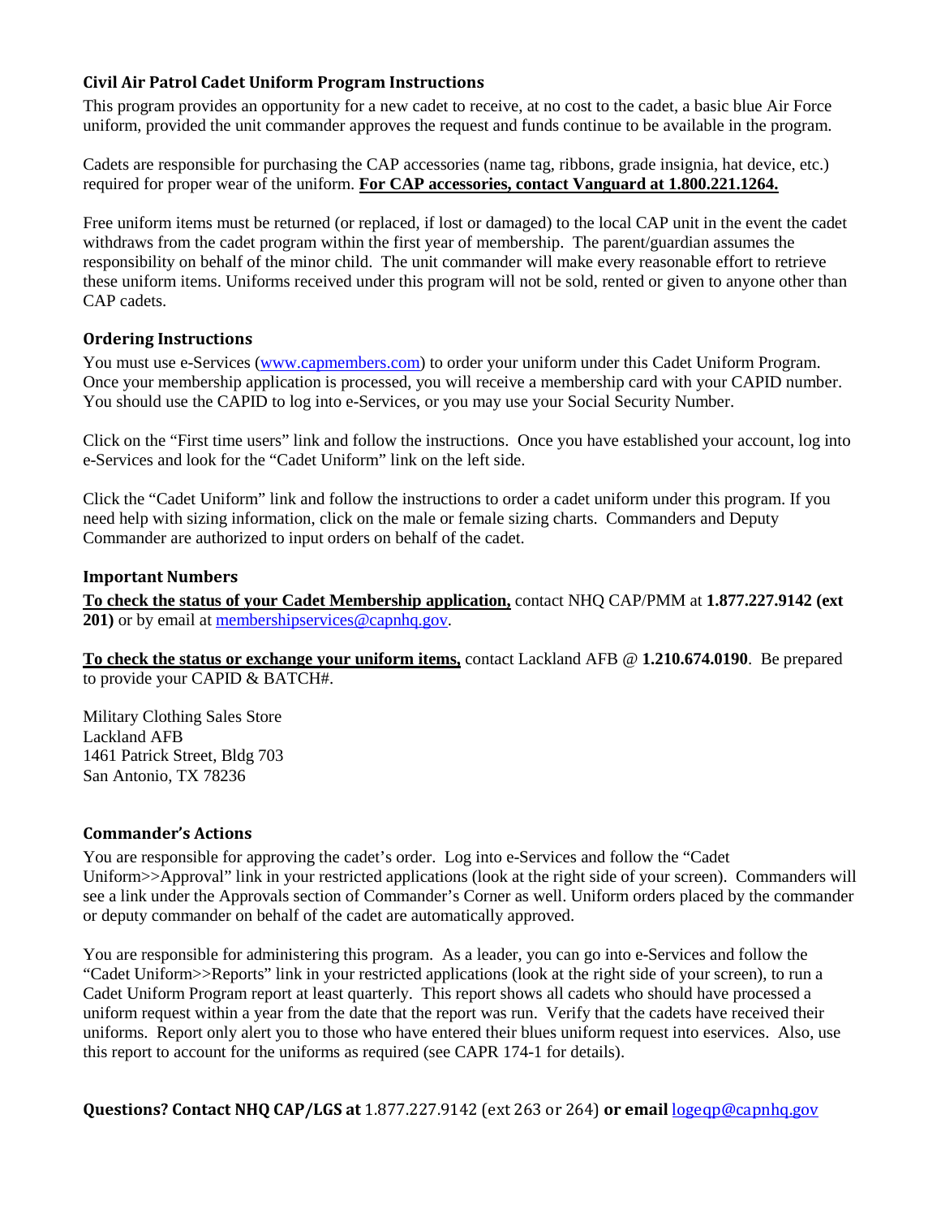## Civil Air Patrol Cadet Uniform Program Instructions

This program provides an opportunity for a new cadet to receive, at no cost to the cadet, a basic blue Air Force uniform, provided the unit commander approves the request and funds continue to be available in the program.

Cadets are responsible for purchasing the CAP accessories (name tag, ribbons, grade insignia, hat device, etc.) required for proper wear of the uniform. **For CAP accessories, contact Vanguard at 1.800.221.1264.**

Free uniform items must be returned (or replaced, if lost or damaged) to the local CAP unit in the event the cadet withdraws from the cadet program within the first year of membership. The parent/guardian assumes the responsibility on behalf of the minor child. The unit commander will make every reasonable effort to retrieve these uniform items. Uniforms received under this program will not be sold, rented or given to anyone other than CAP cadets.

## Ordering Instructions

You must use e-Services (www.capmembers.com) to order your uniform under this Cadet Uniform Program. Once your membership application is processed, you will receive a membership card with your CAPID number. You should use the CAPID to log into e-Services, or you may use your Social Security Number.

Click on the "First time users" link and follow the instructions. Once you have established your account, log into e-Services and look for the "Cadet Uniform" link on the left side.

Click the "Cadet Uniform" link and follow the instructions to order a cadet uniform under this program. If you need help with sizing information, click on the male or female sizing charts. Commanders and Deputy Commander are authorized to input orders on behalf of the cadet.

## Important Numbers

**To check the status of your Cadet Membership application,** contact NHQ CAP/PMM at **1.877.227.9142 (ext 201)** or by email at membershipservices@capnhq.gov.

**To check the status or exchange your uniform items,** contact Lackland AFB @ **1.210.674.0190**. Be prepared to provide your CAPID & BATCH#.

Military Clothing Sales Store
Lackland AFB
1461 Patrick Street, Bldg 703
San Antonio, TX 78236

## Commander's Actions

You are responsible for approving the cadet's order. Log into e-Services and follow the "Cadet Uniform>>Approval" link in your restricted applications (look at the right side of your screen). Commanders will see a link under the Approvals section of Commander's Corner as well. Uniform orders placed by the commander or deputy commander on behalf of the cadet are automatically approved.

You are responsible for administering this program. As a leader, you can go into e-Services and follow the "Cadet Uniform>>Reports" link in your restricted applications (look at the right side of your screen), to run a Cadet Uniform Program report at least quarterly. This report shows all cadets who should have processed a uniform request within a year from the date that the report was run. Verify that the cadets have received their uniforms. Report only alert you to those who have entered their blues uniform request into eservices. Also, use this report to account for the uniforms as required (see CAPR 174-1 for details).

**Questions? Contact NHQ CAP/LGS at** 1.877.227.9142 (ext 263 or 264) **or email** logeqp@capnhq.gov